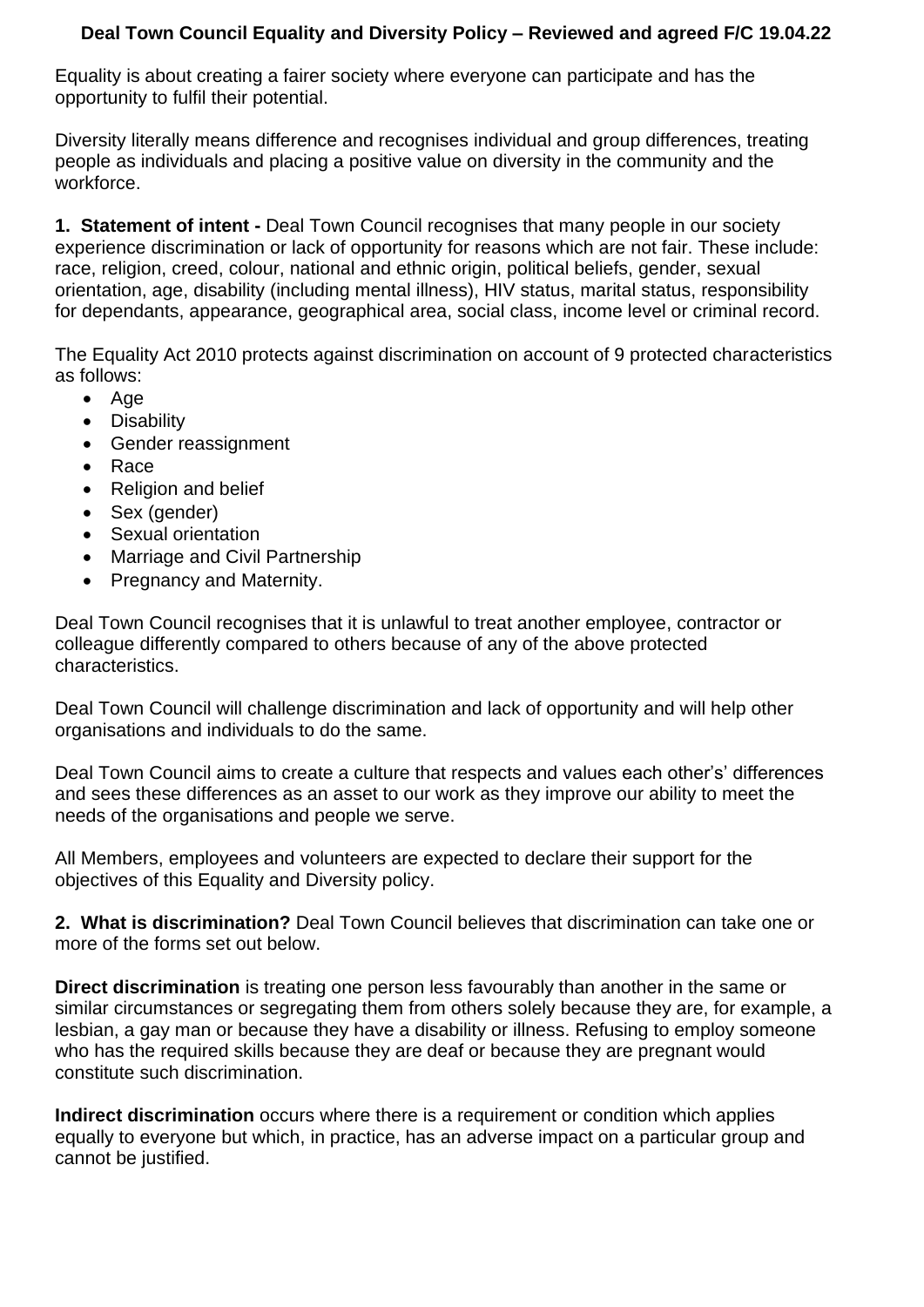# Deal Town Council Equality and Diversity Policy – Reviewed and agreed F/C 19.04.22

Equality is about creating a fairer society where everyone can participate and has the opportunity to fulfil their potential.

Diversity literally means difference and recognises individual and group differences, treating people as individuals and placing a positive value on diversity in the community and the workforce.

**1. Statement of intent -** Deal Town Council recognises that many people in our society experience discrimination or lack of opportunity for reasons which are not fair. These include: race, religion, creed, colour, national and ethnic origin, political beliefs, gender, sexual orientation, age, disability (including mental illness), HIV status, marital status, responsibility for dependants, appearance, geographical area, social class, income level or criminal record.

The Equality Act 2010 protects against discrimination on account of 9 protected characteristics as follows:

- Age
- Disability
- Gender reassignment
- Race
- Religion and belief
- Sex (gender)
- Sexual orientation
- Marriage and Civil Partnership
- Pregnancy and Maternity.

Deal Town Council recognises that it is unlawful to treat another employee, contractor or colleague differently compared to others because of any of the above protected characteristics.

Deal Town Council will challenge discrimination and lack of opportunity and will help other organisations and individuals to do the same.

Deal Town Council aims to create a culture that respects and values each other's' differences and sees these differences as an asset to our work as they improve our ability to meet the needs of the organisations and people we serve.

All Members, employees and volunteers are expected to declare their support for the objectives of this Equality and Diversity policy.

**2. What is discrimination?** Deal Town Council believes that discrimination can take one or more of the forms set out below.

**Direct discrimination** is treating one person less favourably than another in the same or similar circumstances or segregating them from others solely because they are, for example, a lesbian, a gay man or because they have a disability or illness. Refusing to employ someone who has the required skills because they are deaf or because they are pregnant would constitute such discrimination.

**Indirect discrimination** occurs where there is a requirement or condition which applies equally to everyone but which, in practice, has an adverse impact on a particular group and cannot be justified.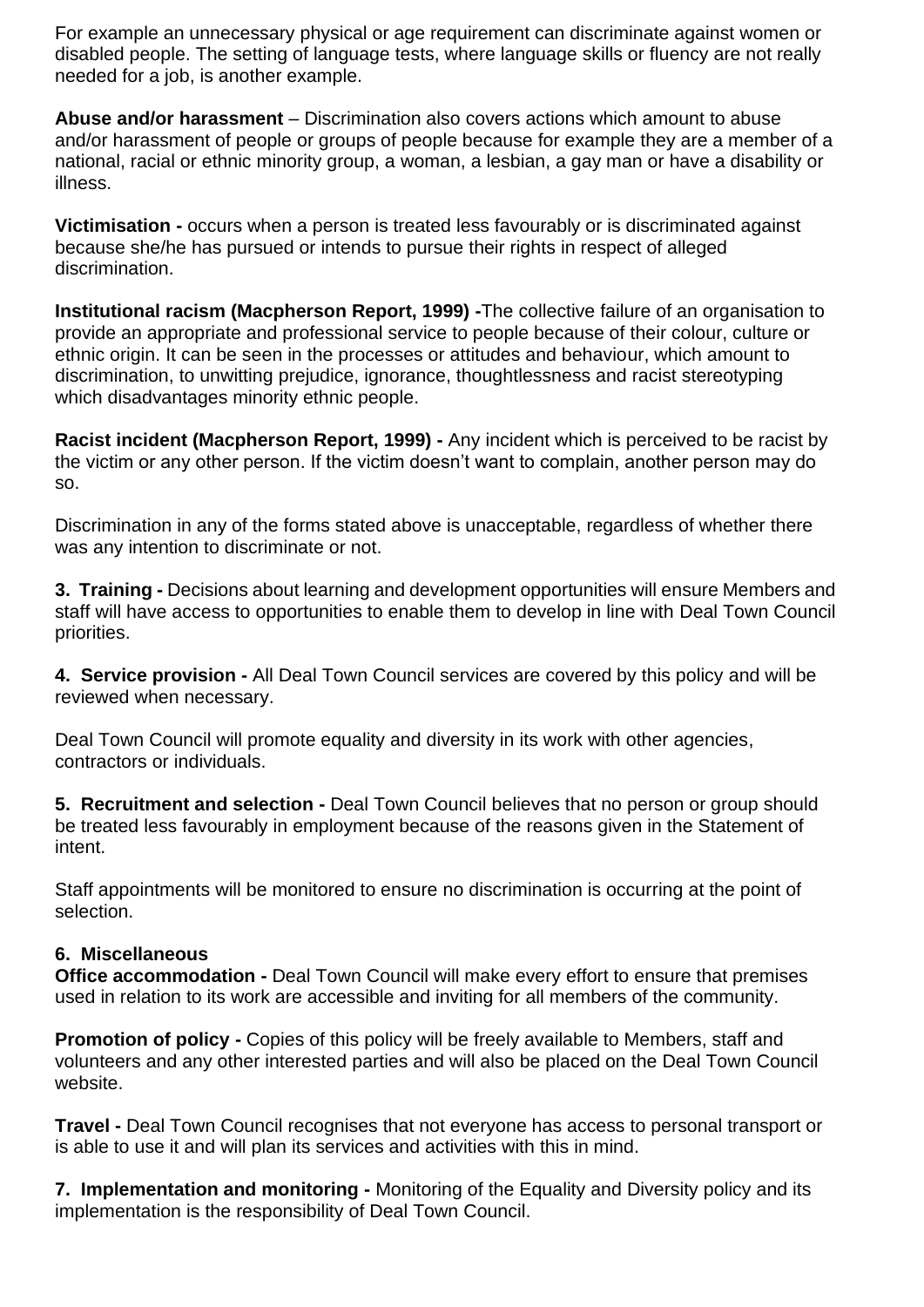For example an unnecessary physical or age requirement can discriminate against women or disabled people. The setting of language tests, where language skills or fluency are not really needed for a job, is another example.

**Abuse and/or harassment** – Discrimination also covers actions which amount to abuse and/or harassment of people or groups of people because for example they are a member of a national, racial or ethnic minority group, a woman, a lesbian, a gay man or have a disability or illness.

**Victimisation -** occurs when a person is treated less favourably or is discriminated against because she/he has pursued or intends to pursue their rights in respect of alleged discrimination.

**Institutional racism (Macpherson Report, 1999) -**The collective failure of an organisation to provide an appropriate and professional service to people because of their colour, culture or ethnic origin. It can be seen in the processes or attitudes and behaviour, which amount to discrimination, to unwitting prejudice, ignorance, thoughtlessness and racist stereotyping which disadvantages minority ethnic people.

**Racist incident (Macpherson Report, 1999) -** Any incident which is perceived to be racist by the victim or any other person. If the victim doesn't want to complain, another person may do so.

Discrimination in any of the forms stated above is unacceptable, regardless of whether there was any intention to discriminate or not.

**3. Training -** Decisions about learning and development opportunities will ensure Members and staff will have access to opportunities to enable them to develop in line with Deal Town Council priorities.

**4. Service provision -** All Deal Town Council services are covered by this policy and will be reviewed when necessary.

Deal Town Council will promote equality and diversity in its work with other agencies, contractors or individuals.

**5. Recruitment and selection -** Deal Town Council believes that no person or group should be treated less favourably in employment because of the reasons given in the Statement of intent.

Staff appointments will be monitored to ensure no discrimination is occurring at the point of selection.

**6. Miscellaneous**

**Office accommodation -** Deal Town Council will make every effort to ensure that premises used in relation to its work are accessible and inviting for all members of the community.

**Promotion of policy -** Copies of this policy will be freely available to Members, staff and volunteers and any other interested parties and will also be placed on the Deal Town Council website.

**Travel -** Deal Town Council recognises that not everyone has access to personal transport or is able to use it and will plan its services and activities with this in mind.

**7. Implementation and monitoring -** Monitoring of the Equality and Diversity policy and its implementation is the responsibility of Deal Town Council.